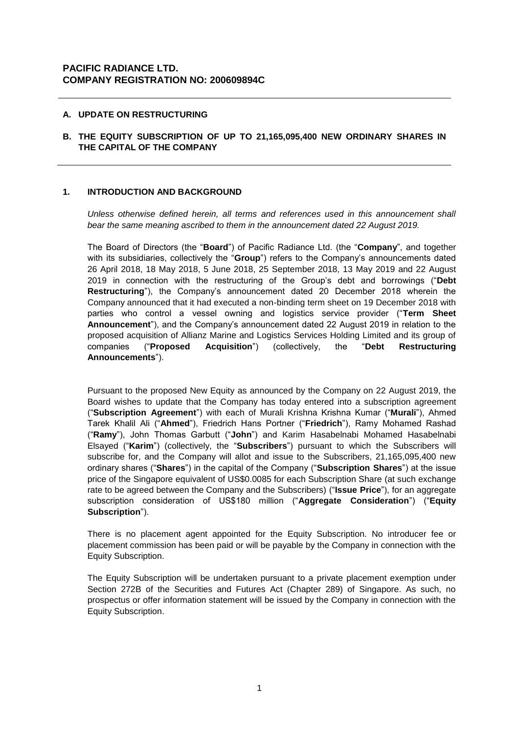**PACIFIC RADIANCE LTD.**
**COMPANY REGISTRATION NO: 200609894C**

---

**A. UPDATE ON RESTRUCTURING**

**B. THE EQUITY SUBSCRIPTION OF UP TO 21,165,095,400 NEW ORDINARY SHARES IN THE CAPITAL OF THE COMPANY**

---

## 1. INTRODUCTION AND BACKGROUND

*Unless otherwise defined herein, all terms and references used in this announcement shall bear the same meaning ascribed to them in the announcement dated 22 August 2019.*

The Board of Directors (the "**Board**") of Pacific Radiance Ltd. (the "**Company**", and together with its subsidiaries, collectively the "**Group**") refers to the Company's announcements dated 26 April 2018, 18 May 2018, 5 June 2018, 25 September 2018, 13 May 2019 and 22 August 2019 in connection with the restructuring of the Group's debt and borrowings ("**Debt Restructuring**"), the Company's announcement dated 20 December 2018 wherein the Company announced that it had executed a non-binding term sheet on 19 December 2018 with parties who control a vessel owning and logistics service provider ("**Term Sheet Announcement**"), and the Company's announcement dated 22 August 2019 in relation to the proposed acquisition of Allianz Marine and Logistics Services Holding Limited and its group of companies ("**Proposed Acquisition**") (collectively, the "**Debt Restructuring Announcements**").

Pursuant to the proposed New Equity as announced by the Company on 22 August 2019, the Board wishes to update that the Company has today entered into a subscription agreement ("**Subscription Agreement**") with each of Murali Krishna Krishna Kumar ("**Murali**"), Ahmed Tarek Khalil Ali ("**Ahmed**"), Friedrich Hans Portner ("**Friedrich**"), Ramy Mohamed Rashad ("**Ramy**"), John Thomas Garbutt ("**John**") and Karim Hasabelnabi Mohamed Hasabelnabi Elsayed ("**Karim**") (collectively, the "**Subscribers**") pursuant to which the Subscribers will subscribe for, and the Company will allot and issue to the Subscribers, 21,165,095,400 new ordinary shares ("**Shares**") in the capital of the Company ("**Subscription Shares**") at the issue price of the Singapore equivalent of US$0.0085 for each Subscription Share (at such exchange rate to be agreed between the Company and the Subscribers) ("**Issue Price**"), for an aggregate subscription consideration of US$180 million ("**Aggregate Consideration**") ("**Equity Subscription**").

There is no placement agent appointed for the Equity Subscription. No introducer fee or placement commission has been paid or will be payable by the Company in connection with the Equity Subscription.

The Equity Subscription will be undertaken pursuant to a private placement exemption under Section 272B of the Securities and Futures Act (Chapter 289) of Singapore. As such, no prospectus or offer information statement will be issued by the Company in connection with the Equity Subscription.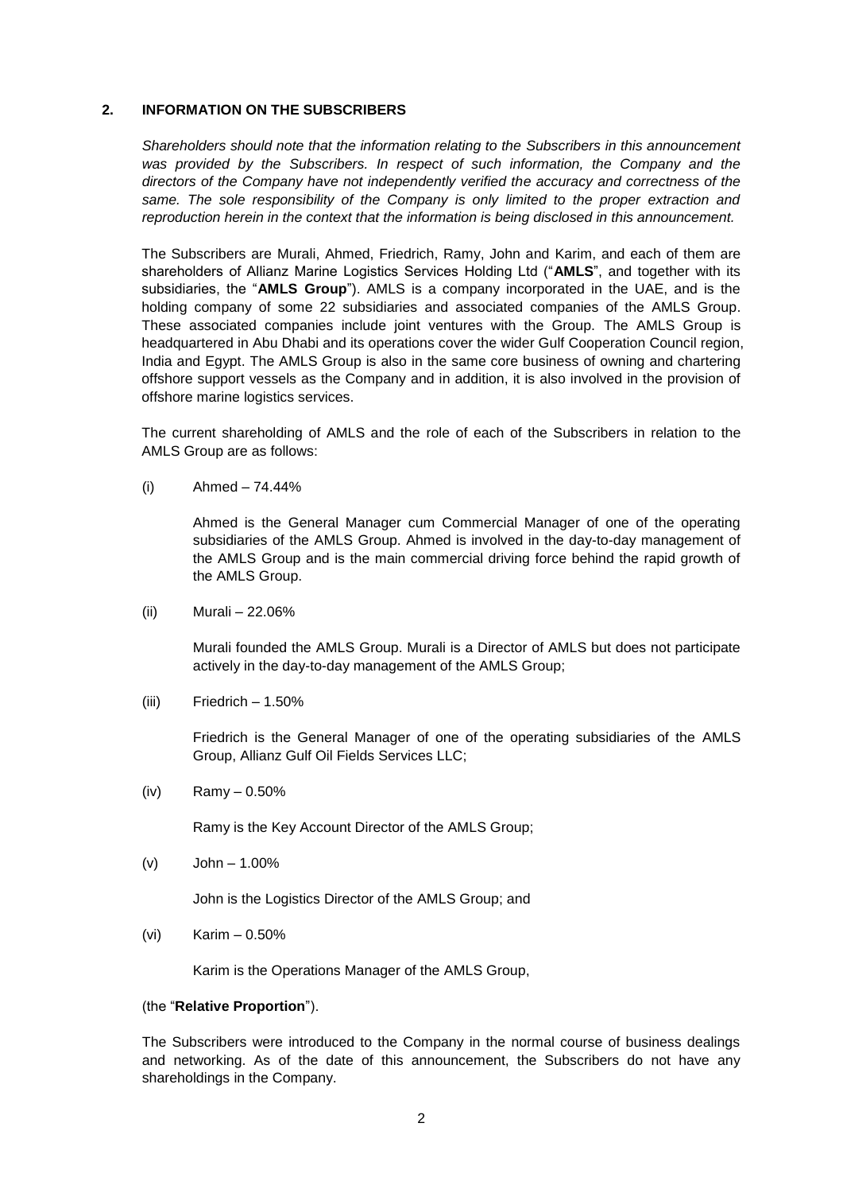## 2. INFORMATION ON THE SUBSCRIBERS

*Shareholders should note that the information relating to the Subscribers in this announcement was provided by the Subscribers. In respect of such information, the Company and the directors of the Company have not independently verified the accuracy and correctness of the same. The sole responsibility of the Company is only limited to the proper extraction and reproduction herein in the context that the information is being disclosed in this announcement.*

The Subscribers are Murali, Ahmed, Friedrich, Ramy, John and Karim, and each of them are shareholders of Allianz Marine Logistics Services Holding Ltd ("**AMLS**", and together with its subsidiaries, the "**AMLS Group**"). AMLS is a company incorporated in the UAE, and is the holding company of some 22 subsidiaries and associated companies of the AMLS Group. These associated companies include joint ventures with the Group. The AMLS Group is headquartered in Abu Dhabi and its operations cover the wider Gulf Cooperation Council region, India and Egypt. The AMLS Group is also in the same core business of owning and chartering offshore support vessels as the Company and in addition, it is also involved in the provision of offshore marine logistics services.

The current shareholding of AMLS and the role of each of the Subscribers in relation to the AMLS Group are as follows:

(i) Ahmed – 74.44%

Ahmed is the General Manager cum Commercial Manager of one of the operating subsidiaries of the AMLS Group. Ahmed is involved in the day-to-day management of the AMLS Group and is the main commercial driving force behind the rapid growth of the AMLS Group.

(ii) Murali – 22.06%

Murali founded the AMLS Group. Murali is a Director of AMLS but does not participate actively in the day-to-day management of the AMLS Group;

(iii) Friedrich – 1.50%

Friedrich is the General Manager of one of the operating subsidiaries of the AMLS Group, Allianz Gulf Oil Fields Services LLC;

(iv) Ramy – 0.50%

Ramy is the Key Account Director of the AMLS Group;

(v) John – 1.00%

John is the Logistics Director of the AMLS Group; and

(vi) Karim – 0.50%

Karim is the Operations Manager of the AMLS Group,

(the "**Relative Proportion**").

The Subscribers were introduced to the Company in the normal course of business dealings and networking. As of the date of this announcement, the Subscribers do not have any shareholdings in the Company.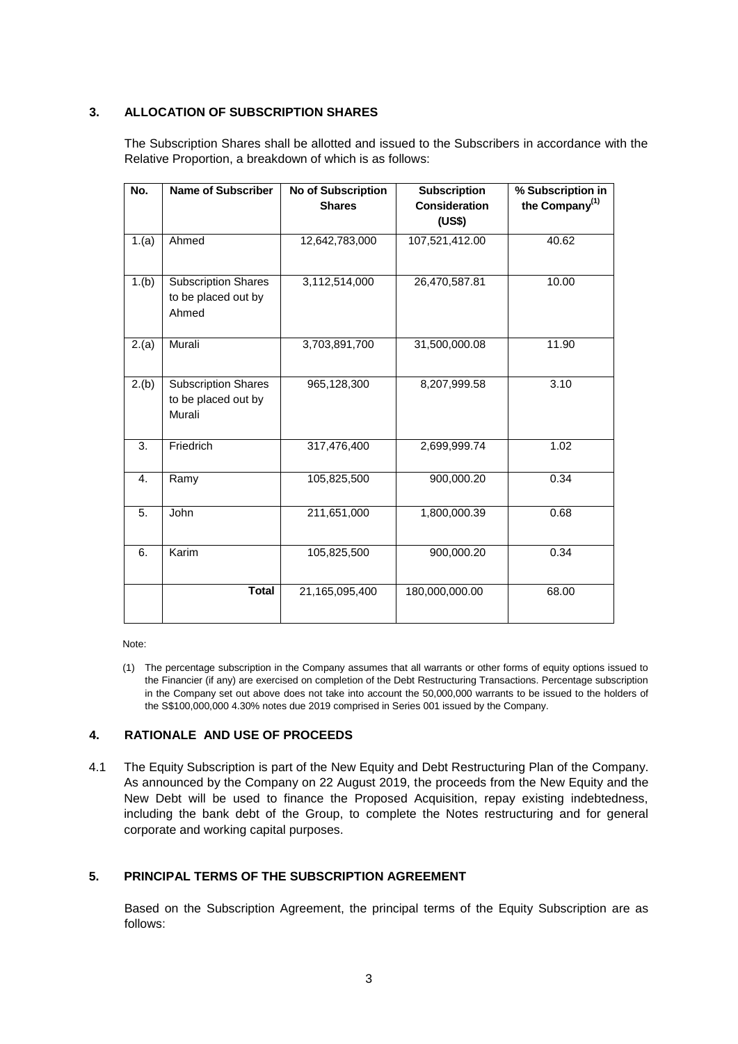## 3. ALLOCATION OF SUBSCRIPTION SHARES

The Subscription Shares shall be allotted and issued to the Subscribers in accordance with the Relative Proportion, a breakdown of which is as follows:

| No. | Name of Subscriber | No of Subscription Shares | Subscription Consideration (US$) | % Subscription in the Company[(1)] |
|---|---|---|---|---|
| 1.(a) | Ahmed | 12,642,783,000 | 107,521,412.00 | 40.62 |
| 1.(b) | Subscription Shares to be placed out by Ahmed | 3,112,514,000 | 26,470,587.81 | 10.00 |
| 2.(a) | Murali | 3,703,891,700 | 31,500,000.08 | 11.90 |
| 2.(b) | Subscription Shares to be placed out by Murali | 965,128,300 | 8,207,999.58 | 3.10 |
| 3. | Friedrich | 317,476,400 | 2,699,999.74 | 1.02 |
| 4. | Ramy | 105,825,500 | 900,000.20 | 0.34 |
| 5. | John | 211,651,000 | 1,800,000.39 | 0.68 |
| 6. | Karim | 105,825,500 | 900,000.20 | 0.34 |
| | **Total** | 21,165,095,400 | 180,000,000.00 | 68.00 |

Note:

(1) The percentage subscription in the Company assumes that all warrants or other forms of equity options issued to the Financier (if any) are exercised on completion of the Debt Restructuring Transactions. Percentage subscription in the Company set out above does not take into account the 50,000,000 warrants to be issued to the holders of the S$100,000,000 4.30% notes due 2019 comprised in Series 001 issued by the Company.

## 4. RATIONALE AND USE OF PROCEEDS

4.1 The Equity Subscription is part of the New Equity and Debt Restructuring Plan of the Company. As announced by the Company on 22 August 2019, the proceeds from the New Equity and the New Debt will be used to finance the Proposed Acquisition, repay existing indebtedness, including the bank debt of the Group, to complete the Notes restructuring and for general corporate and working capital purposes.

## 5. PRINCIPAL TERMS OF THE SUBSCRIPTION AGREEMENT

Based on the Subscription Agreement, the principal terms of the Equity Subscription are as follows: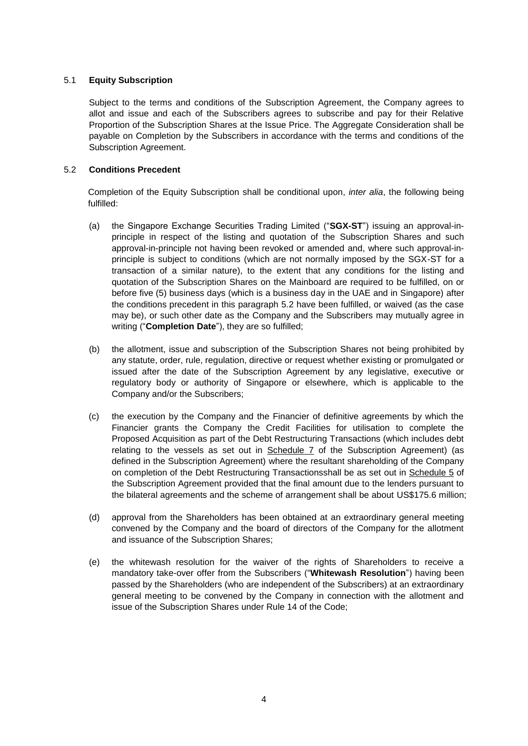### 5.1 **Equity Subscription**

Subject to the terms and conditions of the Subscription Agreement, the Company agrees to allot and issue and each of the Subscribers agrees to subscribe and pay for their Relative Proportion of the Subscription Shares at the Issue Price. The Aggregate Consideration shall be payable on Completion by the Subscribers in accordance with the terms and conditions of the Subscription Agreement.

### 5.2 **Conditions Precedent**

Completion of the Equity Subscription shall be conditional upon, *inter alia*, the following being fulfilled:

(a) the Singapore Exchange Securities Trading Limited ("**SGX-ST**") issuing an approval-in-principle in respect of the listing and quotation of the Subscription Shares and such approval-in-principle not having been revoked or amended and, where such approval-in-principle is subject to conditions (which are not normally imposed by the SGX-ST for a transaction of a similar nature), to the extent that any conditions for the listing and quotation of the Subscription Shares on the Mainboard are required to be fulfilled, on or before five (5) business days (which is a business day in the UAE and in Singapore) after the conditions precedent in this paragraph 5.2 have been fulfilled, or waived (as the case may be), or such other date as the Company and the Subscribers may mutually agree in writing ("**Completion Date**"), they are so fulfilled;

(b) the allotment, issue and subscription of the Subscription Shares not being prohibited by any statute, order, rule, regulation, directive or request whether existing or promulgated or issued after the date of the Subscription Agreement by any legislative, executive or regulatory body or authority of Singapore or elsewhere, which is applicable to the Company and/or the Subscribers;

(c) the execution by the Company and the Financier of definitive agreements by which the Financier grants the Company the Credit Facilities for utilisation to complete the Proposed Acquisition as part of the Debt Restructuring Transactions (which includes debt relating to the vessels as set out in Schedule 7 of the Subscription Agreement) (as defined in the Subscription Agreement) where the resultant shareholding of the Company on completion of the Debt Restructuring Transactionsshall be as set out in Schedule 5 of the Subscription Agreement provided that the final amount due to the lenders pursuant to the bilateral agreements and the scheme of arrangement shall be about US$175.6 million;

(d) approval from the Shareholders has been obtained at an extraordinary general meeting convened by the Company and the board of directors of the Company for the allotment and issuance of the Subscription Shares;

(e) the whitewash resolution for the waiver of the rights of Shareholders to receive a mandatory take-over offer from the Subscribers ("**Whitewash Resolution**") having been passed by the Shareholders (who are independent of the Subscribers) at an extraordinary general meeting to be convened by the Company in connection with the allotment and issue of the Subscription Shares under Rule 14 of the Code;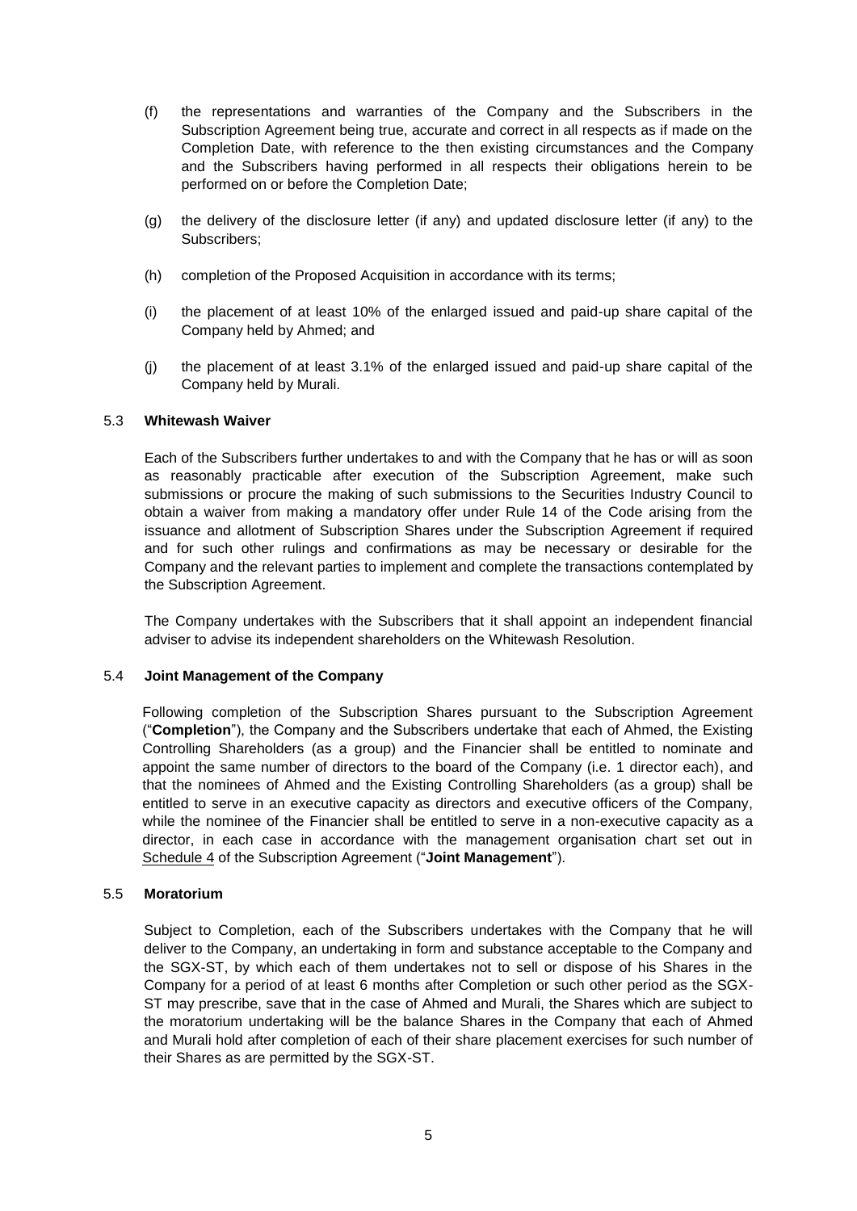(f) the representations and warranties of the Company and the Subscribers in the Subscription Agreement being true, accurate and correct in all respects as if made on the Completion Date, with reference to the then existing circumstances and the Company and the Subscribers having performed in all respects their obligations herein to be performed on or before the Completion Date;

(g) the delivery of the disclosure letter (if any) and updated disclosure letter (if any) to the Subscribers;

(h) completion of the Proposed Acquisition in accordance with its terms;

(i) the placement of at least 10% of the enlarged issued and paid-up share capital of the Company held by Ahmed; and

(j) the placement of at least 3.1% of the enlarged issued and paid-up share capital of the Company held by Murali.

### 5.3 Whitewash Waiver

Each of the Subscribers further undertakes to and with the Company that he has or will as soon as reasonably practicable after execution of the Subscription Agreement, make such submissions or procure the making of such submissions to the Securities Industry Council to obtain a waiver from making a mandatory offer under Rule 14 of the Code arising from the issuance and allotment of Subscription Shares under the Subscription Agreement if required and for such other rulings and confirmations as may be necessary or desirable for the Company and the relevant parties to implement and complete the transactions contemplated by the Subscription Agreement.

The Company undertakes with the Subscribers that it shall appoint an independent financial adviser to advise its independent shareholders on the Whitewash Resolution.

### 5.4 Joint Management of the Company

Following completion of the Subscription Shares pursuant to the Subscription Agreement ("**Completion**"), the Company and the Subscribers undertake that each of Ahmed, the Existing Controlling Shareholders (as a group) and the Financier shall be entitled to nominate and appoint the same number of directors to the board of the Company (i.e. 1 director each), and that the nominees of Ahmed and the Existing Controlling Shareholders (as a group) shall be entitled to serve in an executive capacity as directors and executive officers of the Company, while the nominee of the Financier shall be entitled to serve in a non-executive capacity as a director, in each case in accordance with the management organisation chart set out in Schedule 4 of the Subscription Agreement ("**Joint Management**").

### 5.5 Moratorium

Subject to Completion, each of the Subscribers undertakes with the Company that he will deliver to the Company, an undertaking in form and substance acceptable to the Company and the SGX-ST, by which each of them undertakes not to sell or dispose of his Shares in the Company for a period of at least 6 months after Completion or such other period as the SGX-ST may prescribe, save that in the case of Ahmed and Murali, the Shares which are subject to the moratorium undertaking will be the balance Shares in the Company that each of Ahmed and Murali hold after completion of each of their share placement exercises for such number of their Shares as are permitted by the SGX-ST.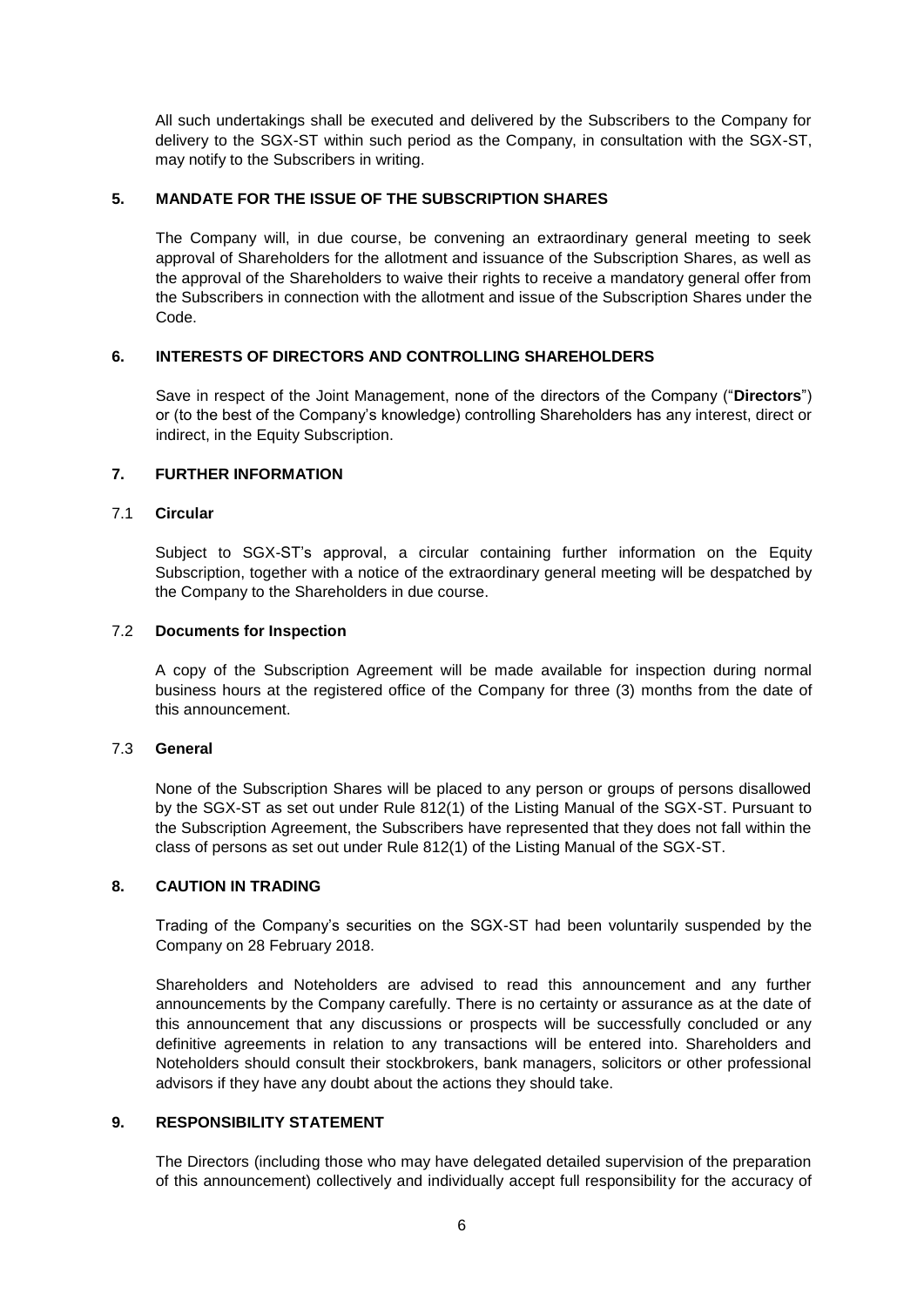All such undertakings shall be executed and delivered by the Subscribers to the Company for delivery to the SGX-ST within such period as the Company, in consultation with the SGX-ST, may notify to the Subscribers in writing.

## 5. MANDATE FOR THE ISSUE OF THE SUBSCRIPTION SHARES

The Company will, in due course, be convening an extraordinary general meeting to seek approval of Shareholders for the allotment and issuance of the Subscription Shares, as well as the approval of the Shareholders to waive their rights to receive a mandatory general offer from the Subscribers in connection with the allotment and issue of the Subscription Shares under the Code.

## 6. INTERESTS OF DIRECTORS AND CONTROLLING SHAREHOLDERS

Save in respect of the Joint Management, none of the directors of the Company ("**Directors**") or (to the best of the Company's knowledge) controlling Shareholders has any interest, direct or indirect, in the Equity Subscription.

## 7. FURTHER INFORMATION

### 7.1 Circular

Subject to SGX-ST's approval, a circular containing further information on the Equity Subscription, together with a notice of the extraordinary general meeting will be despatched by the Company to the Shareholders in due course.

### 7.2 Documents for Inspection

A copy of the Subscription Agreement will be made available for inspection during normal business hours at the registered office of the Company for three (3) months from the date of this announcement.

### 7.3 General

None of the Subscription Shares will be placed to any person or groups of persons disallowed by the SGX-ST as set out under Rule 812(1) of the Listing Manual of the SGX-ST. Pursuant to the Subscription Agreement, the Subscribers have represented that they does not fall within the class of persons as set out under Rule 812(1) of the Listing Manual of the SGX-ST.

## 8. CAUTION IN TRADING

Trading of the Company's securities on the SGX-ST had been voluntarily suspended by the Company on 28 February 2018.

Shareholders and Noteholders are advised to read this announcement and any further announcements by the Company carefully. There is no certainty or assurance as at the date of this announcement that any discussions or prospects will be successfully concluded or any definitive agreements in relation to any transactions will be entered into. Shareholders and Noteholders should consult their stockbrokers, bank managers, solicitors or other professional advisors if they have any doubt about the actions they should take.

## 9. RESPONSIBILITY STATEMENT

The Directors (including those who may have delegated detailed supervision of the preparation of this announcement) collectively and individually accept full responsibility for the accuracy of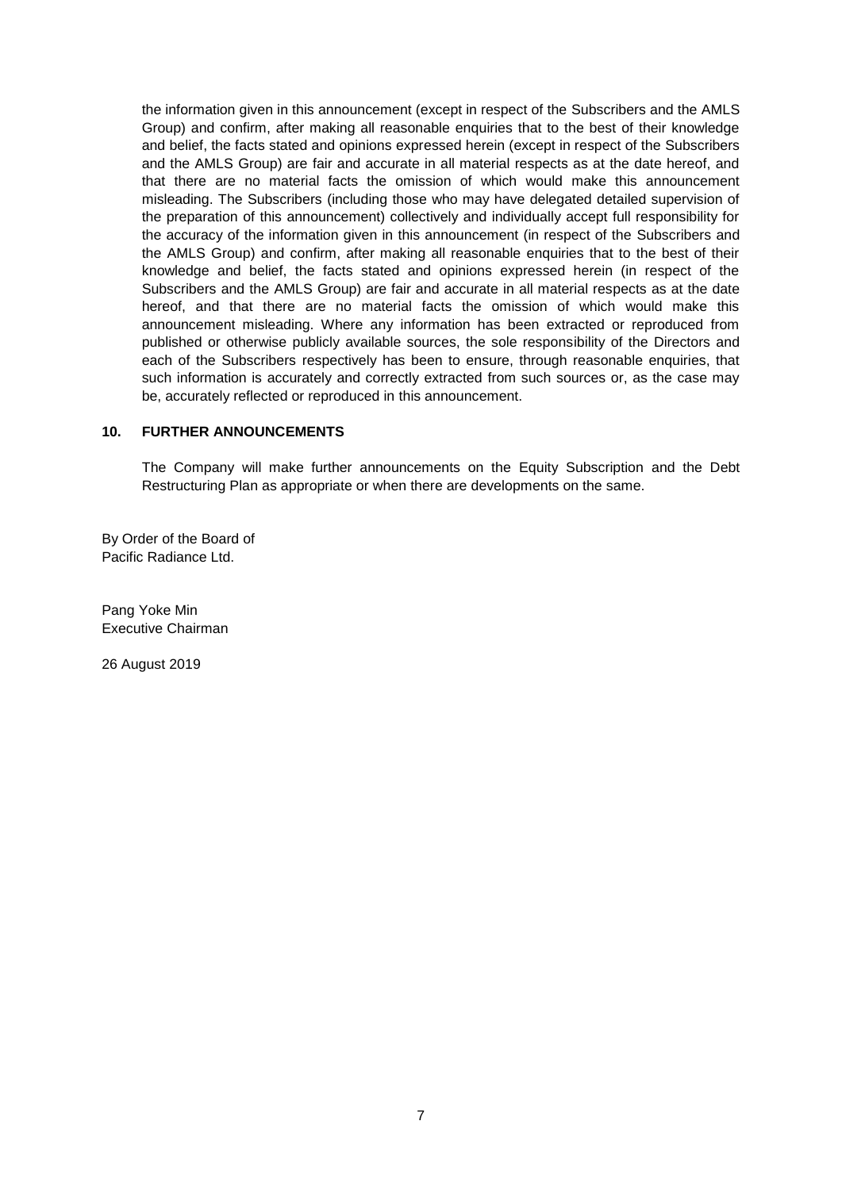the information given in this announcement (except in respect of the Subscribers and the AMLS Group) and confirm, after making all reasonable enquiries that to the best of their knowledge and belief, the facts stated and opinions expressed herein (except in respect of the Subscribers and the AMLS Group) are fair and accurate in all material respects as at the date hereof, and that there are no material facts the omission of which would make this announcement misleading. The Subscribers (including those who may have delegated detailed supervision of the preparation of this announcement) collectively and individually accept full responsibility for the accuracy of the information given in this announcement (in respect of the Subscribers and the AMLS Group) and confirm, after making all reasonable enquiries that to the best of their knowledge and belief, the facts stated and opinions expressed herein (in respect of the Subscribers and the AMLS Group) are fair and accurate in all material respects as at the date hereof, and that there are no material facts the omission of which would make this announcement misleading. Where any information has been extracted or reproduced from published or otherwise publicly available sources, the sole responsibility of the Directors and each of the Subscribers respectively has been to ensure, through reasonable enquiries, that such information is accurately and correctly extracted from such sources or, as the case may be, accurately reflected or reproduced in this announcement.

## 10. FURTHER ANNOUNCEMENTS

The Company will make further announcements on the Equity Subscription and the Debt Restructuring Plan as appropriate or when there are developments on the same.

By Order of the Board of
Pacific Radiance Ltd.

Pang Yoke Min
Executive Chairman

26 August 2019